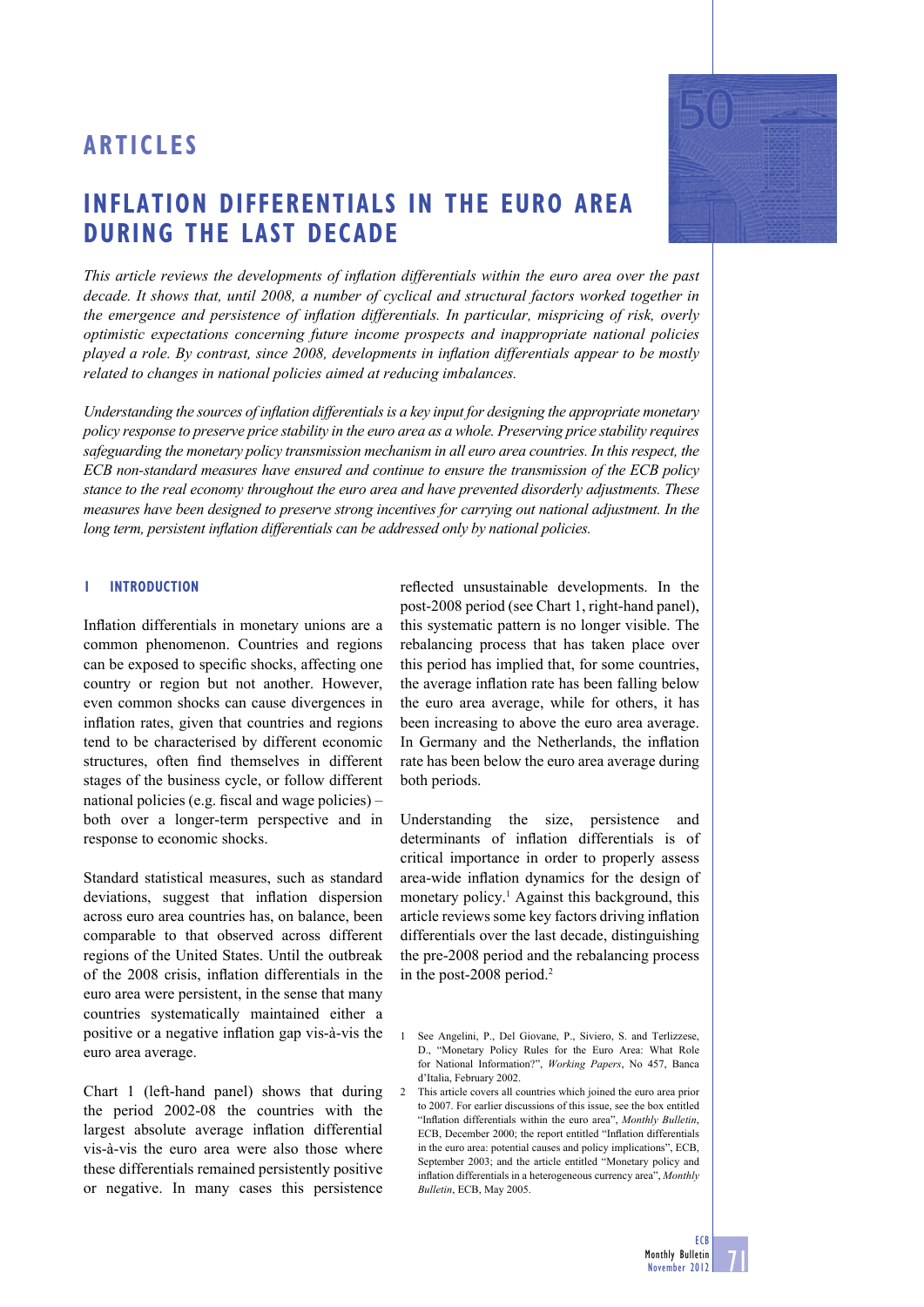# ARTICLES

## INFLATION DIFFERENTIALS IN THE EURO AREA DURING THE LAST DECADE

*This article reviews the developments of inflation differentials within the euro area over the past decade. It shows that, until 2008, a number of cyclical and structural factors worked together in the emergence and persistence of inflation differentials. In particular, mispricing of risk, overly optimistic expectations concerning future income prospects and inappropriate national policies played a role. By contrast, since 2008, developments in inflation differentials appear to be mostly related to changes in national policies aimed at reducing imbalances.*

*Understanding the sources of inflation differentials is a key input for designing the appropriate monetary policy response to preserve price stability in the euro area as a whole. Preserving price stability requires safeguarding the monetary policy transmission mechanism in all euro area countries. In this respect, the ECB non-standard measures have ensured and continue to ensure the transmission of the ECB policy stance to the real economy throughout the euro area and have prevented disorderly adjustments. These measures have been designed to preserve strong incentives for carrying out national adjustment. In the long term, persistent inflation differentials can be addressed only by national policies.*

### 1 INTRODUCTION

Inflation differentials in monetary unions are a common phenomenon. Countries and regions can be exposed to specific shocks, affecting one country or region but not another. However, even common shocks can cause divergences in inflation rates, given that countries and regions tend to be characterised by different economic structures, often find themselves in different stages of the business cycle, or follow different national policies (e.g. fiscal and wage policies) – both over a longer-term perspective and in response to economic shocks.

Standard statistical measures, such as standard deviations, suggest that inflation dispersion across euro area countries has, on balance, been comparable to that observed across different regions of the United States. Until the outbreak of the 2008 crisis, inflation differentials in the euro area were persistent, in the sense that many countries systematically maintained either a positive or a negative inflation gap vis-à-vis the euro area average.

Chart 1 (left-hand panel) shows that during the period 2002-08 the countries with the largest absolute average inflation differential vis-à-vis the euro area were also those where these differentials remained persistently positive or negative. In many cases this persistence reflected unsustainable developments. In the post-2008 period (see Chart 1, right-hand panel), this systematic pattern is no longer visible. The rebalancing process that has taken place over this period has implied that, for some countries, the average inflation rate has been falling below the euro area average, while for others, it has been increasing to above the euro area average. In Germany and the Netherlands, the inflation rate has been below the euro area average during both periods.

Understanding the size, persistence and determinants of inflation differentials is of critical importance in order to properly assess area-wide inflation dynamics for the design of monetary policy.[1] Against this background, this article reviews some key factors driving inflation differentials over the last decade, distinguishing the pre-2008 period and the rebalancing process in the post-2008 period.[2]

1 See Angelini, P., Del Giovane, P., Siviero, S. and Terlizzese, D., "Monetary Policy Rules for the Euro Area: What Role for National Information?", *Working Papers*, No 457, Banca d'Italia, February 2002.

2 This article covers all countries which joined the euro area prior to 2007. For earlier discussions of this issue, see the box entitled "Inflation differentials within the euro area", *Monthly Bulletin*, ECB, December 2000; the report entitled "Inflation differentials in the euro area: potential causes and policy implications", ECB, September 2003; and the article entitled "Monetary policy and inflation differentials in a heterogeneous currency area", *Monthly Bulletin*, ECB, May 2005.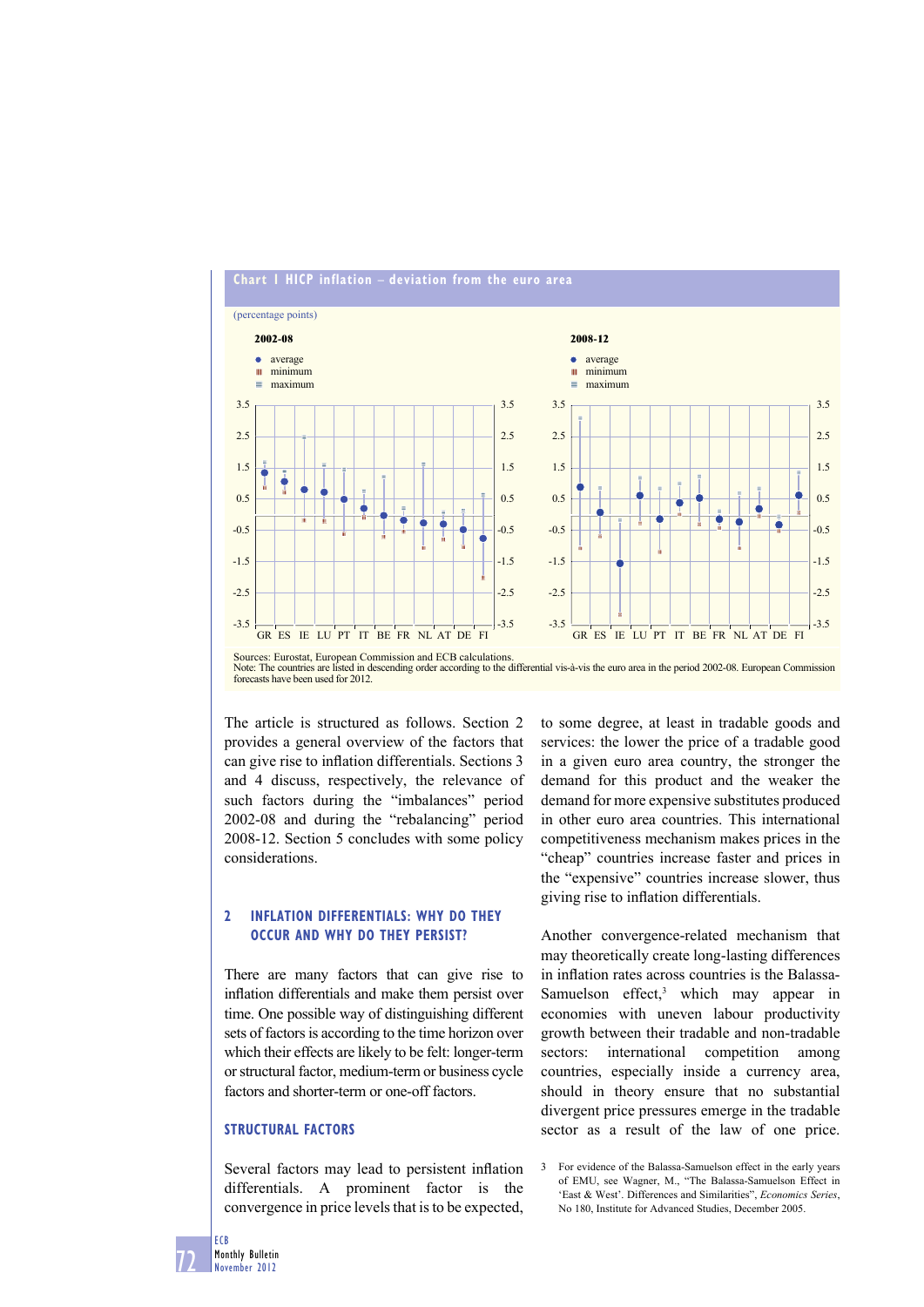**Chart 1 HICP inflation – deviation from the euro area**

(percentage points)

**2002-08**

- average
- minimum
- maximum

**2008-12**

- average
- minimum
- maximum

Sources: Eurostat, European Commission and ECB calculations.
Note: The countries are listed in descending order according to the differential vis-à-vis the euro area in the period 2002-08. European Commission forecasts have been used for 2012.

The article is structured as follows. Section 2 provides a general overview of the factors that can give rise to inflation differentials. Sections 3 and 4 discuss, respectively, the relevance of such factors during the "imbalances" period 2002-08 and during the "rebalancing" period 2008-12. Section 5 concludes with some policy considerations.

## 2 INFLATION DIFFERENTIALS: WHY DO THEY OCCUR AND WHY DO THEY PERSIST?

There are many factors that can give rise to inflation differentials and make them persist over time. One possible way of distinguishing different sets of factors is according to the time horizon over which their effects are likely to be felt: longer-term or structural factor, medium-term or business cycle factors and shorter-term or one-off factors.

### STRUCTURAL FACTORS

Several factors may lead to persistent inflation differentials. A prominent factor is the convergence in price levels that is to be expected, to some degree, at least in tradable goods and services: the lower the price of a tradable good in a given euro area country, the stronger the demand for this product and the weaker the demand for more expensive substitutes produced in other euro area countries. This international competitiveness mechanism makes prices in the "cheap" countries increase faster and prices in the "expensive" countries increase slower, thus giving rise to inflation differentials.

Another convergence-related mechanism that may theoretically create long-lasting differences in inflation rates across countries is the Balassa-Samuelson effect,[3] which may appear in economies with uneven labour productivity growth between their tradable and non-tradable sectors: international competition among countries, especially inside a currency area, should in theory ensure that no substantial divergent price pressures emerge in the tradable sector as a result of the law of one price.

3 For evidence of the Balassa-Samuelson effect in the early years of EMU, see Wagner, M., "The Balassa-Samuelson Effect in 'East & West'. Differences and Similarities", *Economics Series*, No 180, Institute for Advanced Studies, December 2005.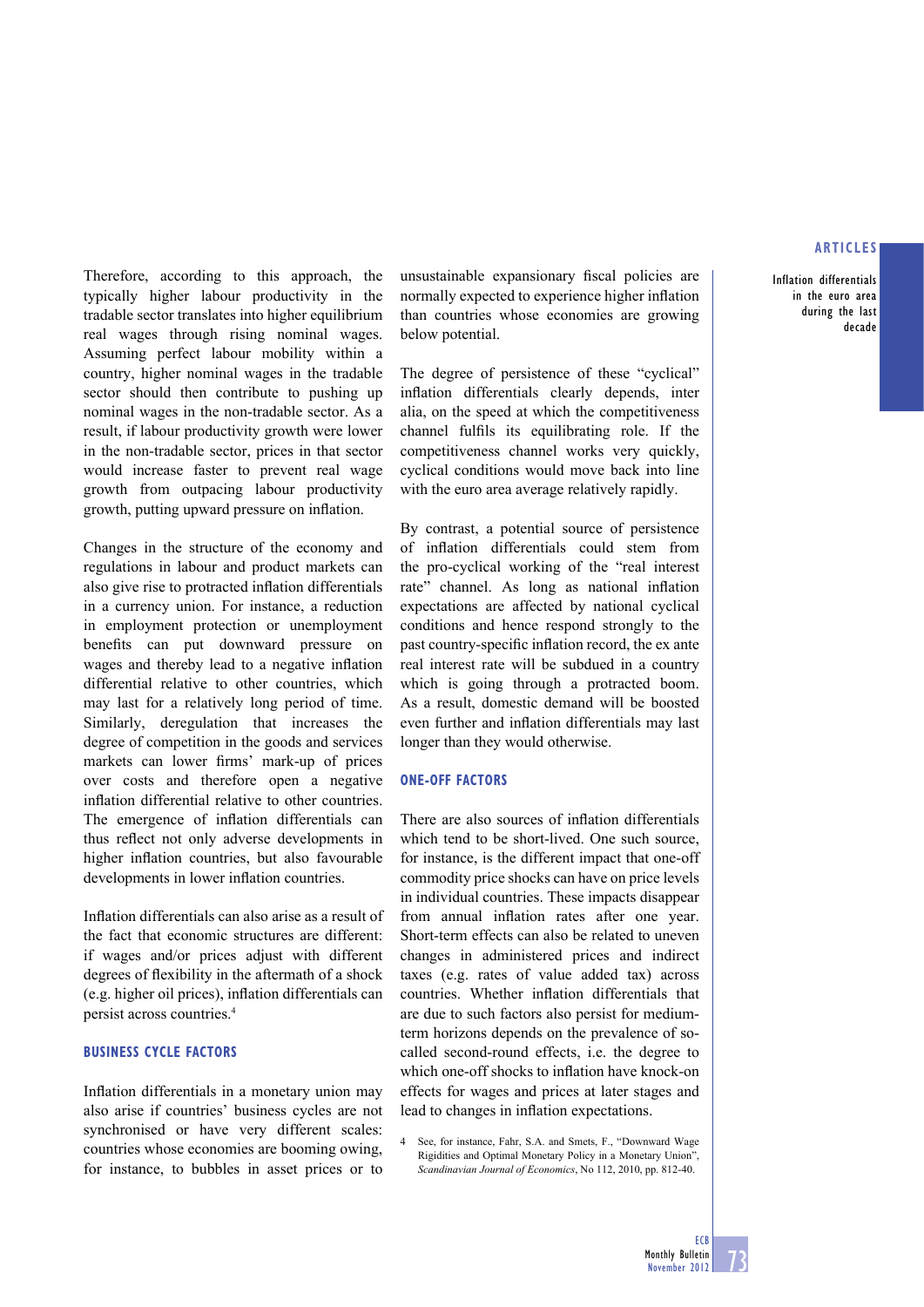Therefore, according to this approach, the typically higher labour productivity in the tradable sector translates into higher equilibrium real wages through rising nominal wages. Assuming perfect labour mobility within a country, higher nominal wages in the tradable sector should then contribute to pushing up nominal wages in the non-tradable sector. As a result, if labour productivity growth were lower in the non-tradable sector, prices in that sector would increase faster to prevent real wage growth from outpacing labour productivity growth, putting upward pressure on inflation.

Changes in the structure of the economy and regulations in labour and product markets can also give rise to protracted inflation differentials in a currency union. For instance, a reduction in employment protection or unemployment benefits can put downward pressure on wages and thereby lead to a negative inflation differential relative to other countries, which may last for a relatively long period of time. Similarly, deregulation that increases the degree of competition in the goods and services markets can lower firms' mark-up of prices over costs and therefore open a negative inflation differential relative to other countries. The emergence of inflation differentials can thus reflect not only adverse developments in higher inflation countries, but also favourable developments in lower inflation countries.

Inflation differentials can also arise as a result of the fact that economic structures are different: if wages and/or prices adjust with different degrees of flexibility in the aftermath of a shock (e.g. higher oil prices), inflation differentials can persist across countries.[4]

### BUSINESS CYCLE FACTORS

Inflation differentials in a monetary union may also arise if countries' business cycles are not synchronised or have very different scales: countries whose economies are booming owing, for instance, to bubbles in asset prices or to unsustainable expansionary fiscal policies are normally expected to experience higher inflation than countries whose economies are growing below potential.

The degree of persistence of these "cyclical" inflation differentials clearly depends, inter alia, on the speed at which the competitiveness channel fulfils its equilibrating role. If the competitiveness channel works very quickly, cyclical conditions would move back into line with the euro area average relatively rapidly.

By contrast, a potential source of persistence of inflation differentials could stem from the pro-cyclical working of the "real interest rate" channel. As long as national inflation expectations are affected by national cyclical conditions and hence respond strongly to the past country-specific inflation record, the ex ante real interest rate will be subdued in a country which is going through a protracted boom. As a result, domestic demand will be boosted even further and inflation differentials may last longer than they would otherwise.

### ONE-OFF FACTORS

There are also sources of inflation differentials which tend to be short-lived. One such source, for instance, is the different impact that one-off commodity price shocks can have on price levels in individual countries. These impacts disappear from annual inflation rates after one year. Short-term effects can also be related to uneven changes in administered prices and indirect taxes (e.g. rates of value added tax) across countries. Whether inflation differentials that are due to such factors also persist for medium-term horizons depends on the prevalence of so-called second-round effects, i.e. the degree to which one-off shocks to inflation have knock-on effects for wages and prices at later stages and lead to changes in inflation expectations.

4 See, for instance, Fahr, S.A. and Smets, F., "Downward Wage Rigidities and Optimal Monetary Policy in a Monetary Union", *Scandinavian Journal of Economics*, No 112, 2010, pp. 812-40.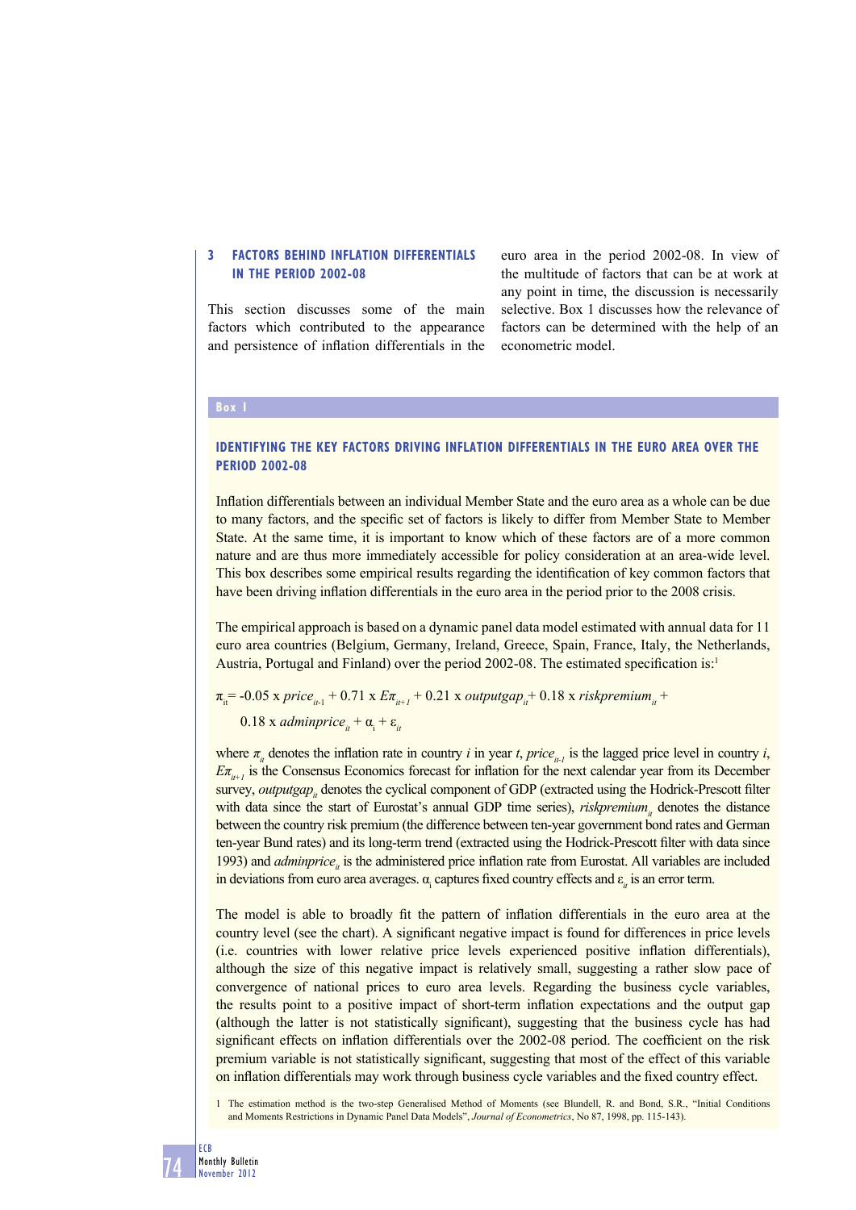## 3 FACTORS BEHIND INFLATION DIFFERENTIALS IN THE PERIOD 2002-08

This section discusses some of the main factors which contributed to the appearance and persistence of inflation differentials in the euro area in the period 2002-08. In view of the multitude of factors that can be at work at any point in time, the discussion is necessarily selective. Box 1 discusses how the relevance of factors can be determined with the help of an econometric model.

### Box 1

### IDENTIFYING THE KEY FACTORS DRIVING INFLATION DIFFERENTIALS IN THE EURO AREA OVER THE PERIOD 2002-08

Inflation differentials between an individual Member State and the euro area as a whole can be due to many factors, and the specific set of factors is likely to differ from Member State to Member State. At the same time, it is important to know which of these factors are of a more common nature and are thus more immediately accessible for policy consideration at an area-wide level. This box describes some empirical results regarding the identification of key common factors that have been driving inflation differentials in the euro area in the period prior to the 2008 crisis.

The empirical approach is based on a dynamic panel data model estimated with annual data for 11 euro area countries (Belgium, Germany, Ireland, Greece, Spain, France, Italy, the Netherlands, Austria, Portugal and Finland) over the period 2002-08. The estimated specification is:[1]

$$\pi_{it} = -0.05 \times price_{it-1} + 0.71 \times E\pi_{it+1} + 0.21 \times outputgap_{it} + 0.18 \times riskpremium_{it} + 0.18 \times adminprice_{it} + \alpha_i + \varepsilon_{it}$$

where $\pi_{it}$ denotes the inflation rate in country $i$ in year $t$, $price_{it-1}$ is the lagged price level in country $i$, $E\pi_{it+1}$ is the Consensus Economics forecast for inflation for the next calendar year from its December survey, $outputgap_{it}$ denotes the cyclical component of GDP (extracted using the Hodrick-Prescott filter with data since the start of Eurostat's annual GDP time series), $riskpremium_{it}$ denotes the distance between the country risk premium (the difference between ten-year government bond rates and German ten-year Bund rates) and its long-term trend (extracted using the Hodrick-Prescott filter with data since 1993) and $adminprice_{it}$ is the administered price inflation rate from Eurostat. All variables are included in deviations from euro area averages. $\alpha_i$ captures fixed country effects and $\varepsilon_{it}$ is an error term.

The model is able to broadly fit the pattern of inflation differentials in the euro area at the country level (see the chart). A significant negative impact is found for differences in price levels (i.e. countries with lower relative price levels experienced positive inflation differentials), although the size of this negative impact is relatively small, suggesting a rather slow pace of convergence of national prices to euro area levels. Regarding the business cycle variables, the results point to a positive impact of short-term inflation expectations and the output gap (although the latter is not statistically significant), suggesting that the business cycle has had significant effects on inflation differentials over the 2002-08 period. The coefficient on the risk premium variable is not statistically significant, suggesting that most of the effect of this variable on inflation differentials may work through business cycle variables and the fixed country effect.

1 The estimation method is the two-step Generalised Method of Moments (see Blundell, R. and Bond, S.R., "Initial Conditions and Moments Restrictions in Dynamic Panel Data Models", *Journal of Econometrics*, No 87, 1998, pp. 115-143).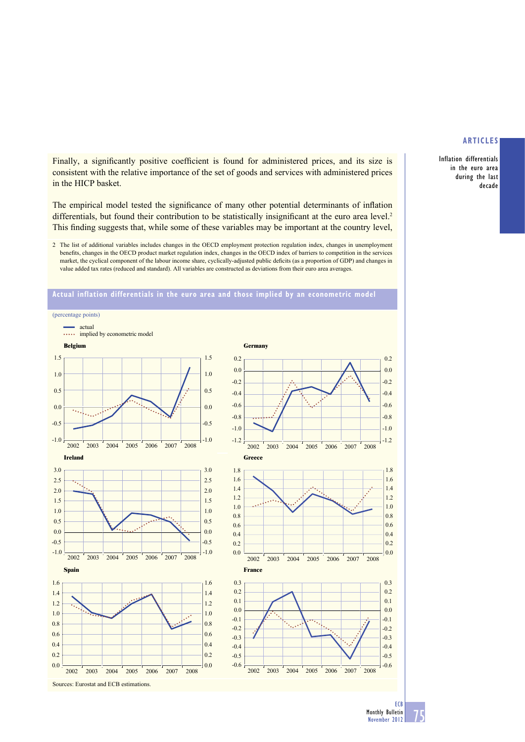Finally, a significantly positive coefficient is found for administered prices, and its size is consistent with the relative importance of the set of goods and services with administered prices in the HICP basket.

The empirical model tested the significance of many other potential determinants of inflation differentials, but found their contribution to be statistically insignificant at the euro area level.[2] This finding suggests that, while some of these variables may be important at the country level,

2 The list of additional variables includes changes in the OECD employment protection regulation index, changes in unemployment benefits, changes in the OECD product market regulation index, changes in the OECD index of barriers to competition in the services market, the cyclical component of the labour income share, cyclically-adjusted public deficits (as a proportion of GDP) and changes in value added tax rates (reduced and standard). All variables are constructed as deviations from their euro area averages.

**Actual inflation differentials in the euro area and those implied by an econometric model**

(percentage points)

Sources: Eurostat and ECB estimations.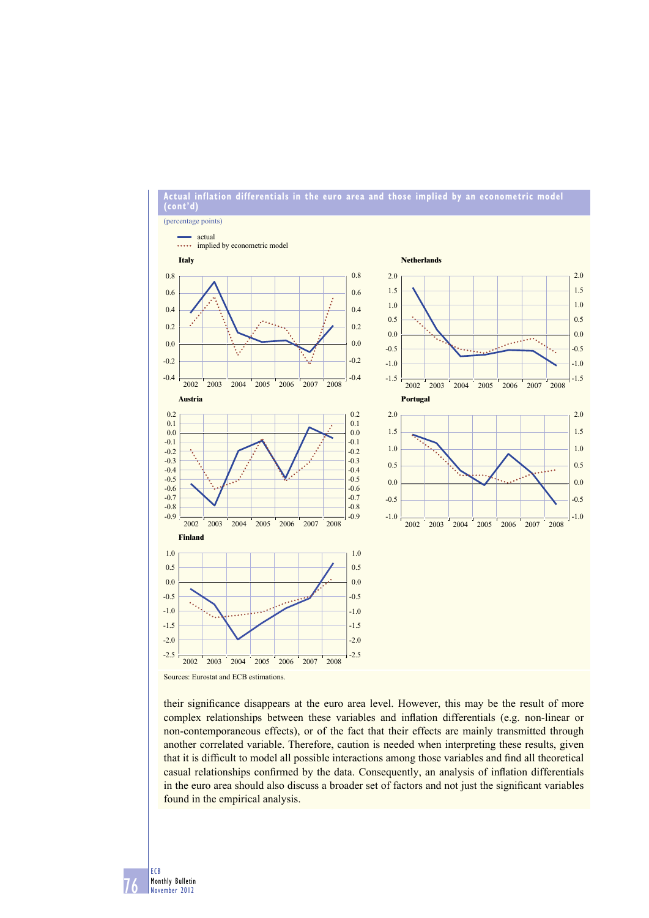**Actual inflation differentials in the euro area and those implied by an econometric model (cont'd)**

(percentage points)

- actual
- implied by econometric model

Italy

Netherlands

Austria

Portugal

Finland

Sources: Eurostat and ECB estimations.

their significance disappears at the euro area level. However, this may be the result of more complex relationships between these variables and inflation differentials (e.g. non-linear or non-contemporaneous effects), or of the fact that their effects are mainly transmitted through another correlated variable. Therefore, caution is needed when interpreting these results, given that it is difficult to model all possible interactions among those variables and find all theoretical casual relationships confirmed by the data. Consequently, an analysis of inflation differentials in the euro area should also discuss a broader set of factors and not just the significant variables found in the empirical analysis.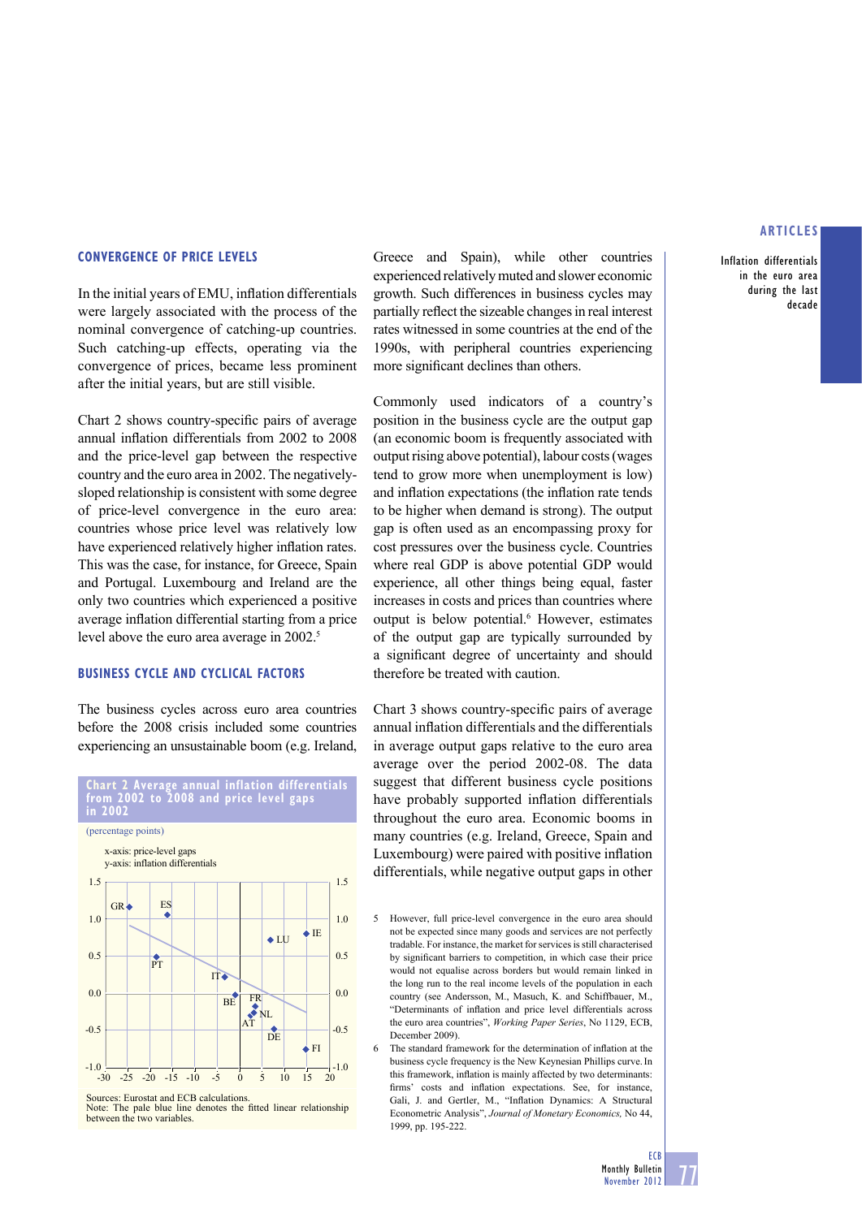## CONVERGENCE OF PRICE LEVELS

In the initial years of EMU, inflation differentials were largely associated with the process of the nominal convergence of catching-up countries. Such catching-up effects, operating via the convergence of prices, became less prominent after the initial years, but are still visible.

Chart 2 shows country-specific pairs of average annual inflation differentials from 2002 to 2008 and the price-level gap between the respective country and the euro area in 2002. The negatively-sloped relationship is consistent with some degree of price-level convergence in the euro area: countries whose price level was relatively low have experienced relatively higher inflation rates. This was the case, for instance, for Greece, Spain and Portugal. Luxembourg and Ireland are the only two countries which experienced a positive average inflation differential starting from a price level above the euro area average in 2002.[5]

## BUSINESS CYCLE AND CYCLICAL FACTORS

The business cycles across euro area countries before the 2008 crisis included some countries experiencing an unsustainable boom (e.g. Ireland, Greece and Spain), while other countries experienced relatively muted and slower economic growth. Such differences in business cycles may partially reflect the sizeable changes in real interest rates witnessed in some countries at the end of the 1990s, with peripheral countries experiencing more significant declines than others.

Commonly used indicators of a country's position in the business cycle are the output gap (an economic boom is frequently associated with output rising above potential), labour costs (wages tend to grow more when unemployment is low) and inflation expectations (the inflation rate tends to be higher when demand is strong). The output gap is often used as an encompassing proxy for cost pressures over the business cycle. Countries where real GDP is above potential GDP would experience, all other things being equal, faster increases in costs and prices than countries where output is below potential.[6] However, estimates of the output gap are typically surrounded by a significant degree of uncertainty and should therefore be treated with caution.

Chart 3 shows country-specific pairs of average annual inflation differentials and the differentials in average output gaps relative to the euro area average over the period 2002-08. The data suggest that different business cycle positions have probably supported inflation differentials throughout the euro area. Economic booms in many countries (e.g. Ireland, Greece, Spain and Luxembourg) were paired with positive inflation differentials, while negative output gaps in other

**Chart 2 Average annual inflation differentials from 2002 to 2008 and price level gaps in 2002**

(percentage points)

x-axis: price-level gaps
y-axis: inflation differentials

Sources: Eurostat and ECB calculations.
Note: The pale blue line denotes the fitted linear relationship between the two variables.

---

5 However, full price-level convergence in the euro area should not be expected since many goods and services are not perfectly tradable. For instance, the market for services is still characterised by significant barriers to competition, in which case their price would not equalise across borders but would remain linked in the long run to the real income levels of the population in each country (see Andersson, M., Masuch, K. and Schiffbauer, M., "Determinants of inflation and price level differentials across the euro area countries", *Working Paper Series*, No 1129, ECB, December 2009).

6 The standard framework for the determination of inflation at the business cycle frequency is the New Keynesian Phillips curve. In this framework, inflation is mainly affected by two determinants: firms' costs and inflation expectations. See, for instance, Gali, J. and Gertler, M., "Inflation Dynamics: A Structural Econometric Analysis", *Journal of Monetary Economics*, No 44, 1999, pp. 195-222.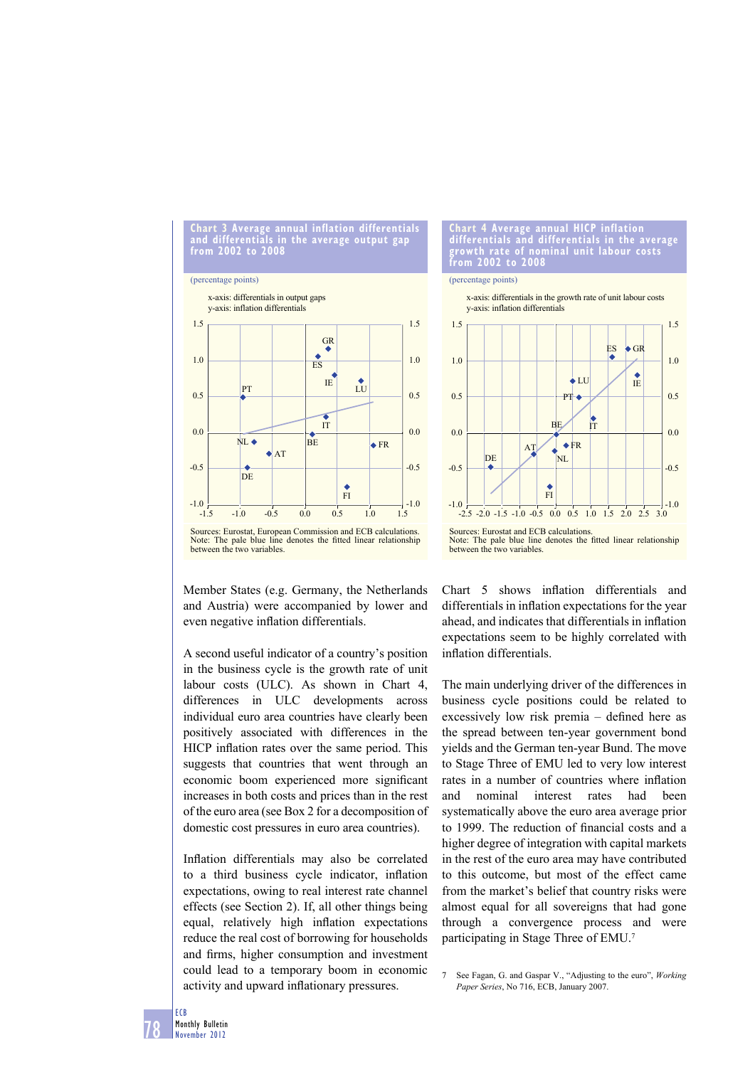**Chart 3 Average annual inflation differentials and differentials in the average output gap from 2002 to 2008**

(percentage points)

x-axis: differentials in output gaps
y-axis: inflation differentials

Sources: Eurostat, European Commission and ECB calculations.
Note: The pale blue line denotes the fitted linear relationship between the two variables.

**Chart 4 Average annual HICP inflation differentials and differentials in the average growth rate of nominal unit labour costs from 2002 to 2008**

(percentage points)

x-axis: differentials in the growth rate of unit labour costs
y-axis: inflation differentials

Sources: Eurostat and ECB calculations.
Note: The pale blue line denotes the fitted linear relationship between the two variables.

Member States (e.g. Germany, the Netherlands and Austria) were accompanied by lower and even negative inflation differentials.

A second useful indicator of a country's position in the business cycle is the growth rate of unit labour costs (ULC). As shown in Chart 4, differences in ULC developments across individual euro area countries have clearly been positively associated with differences in the HICP inflation rates over the same period. This suggests that countries that went through an economic boom experienced more significant increases in both costs and prices than in the rest of the euro area (see Box 2 for a decomposition of domestic cost pressures in euro area countries).

Inflation differentials may also be correlated to a third business cycle indicator, inflation expectations, owing to real interest rate channel effects (see Section 2). If, all other things being equal, relatively high inflation expectations reduce the real cost of borrowing for households and firms, higher consumption and investment could lead to a temporary boom in economic activity and upward inflationary pressures.

Chart 5 shows inflation differentials and differentials in inflation expectations for the year ahead, and indicates that differentials in inflation expectations seem to be highly correlated with inflation differentials.

The main underlying driver of the differences in business cycle positions could be related to excessively low risk premia – defined here as the spread between ten-year government bond yields and the German ten-year Bund. The move to Stage Three of EMU led to very low interest rates in a number of countries where inflation and nominal interest rates had been systematically above the euro area average prior to 1999. The reduction of financial costs and a higher degree of integration with capital markets in the rest of the euro area may have contributed to this outcome, but most of the effect came from the market's belief that country risks were almost equal for all sovereigns that had gone through a convergence process and were participating in Stage Three of EMU.[7]

7 See Fagan, G. and Gaspar V., "Adjusting to the euro", *Working Paper Series*, No 716, ECB, January 2007.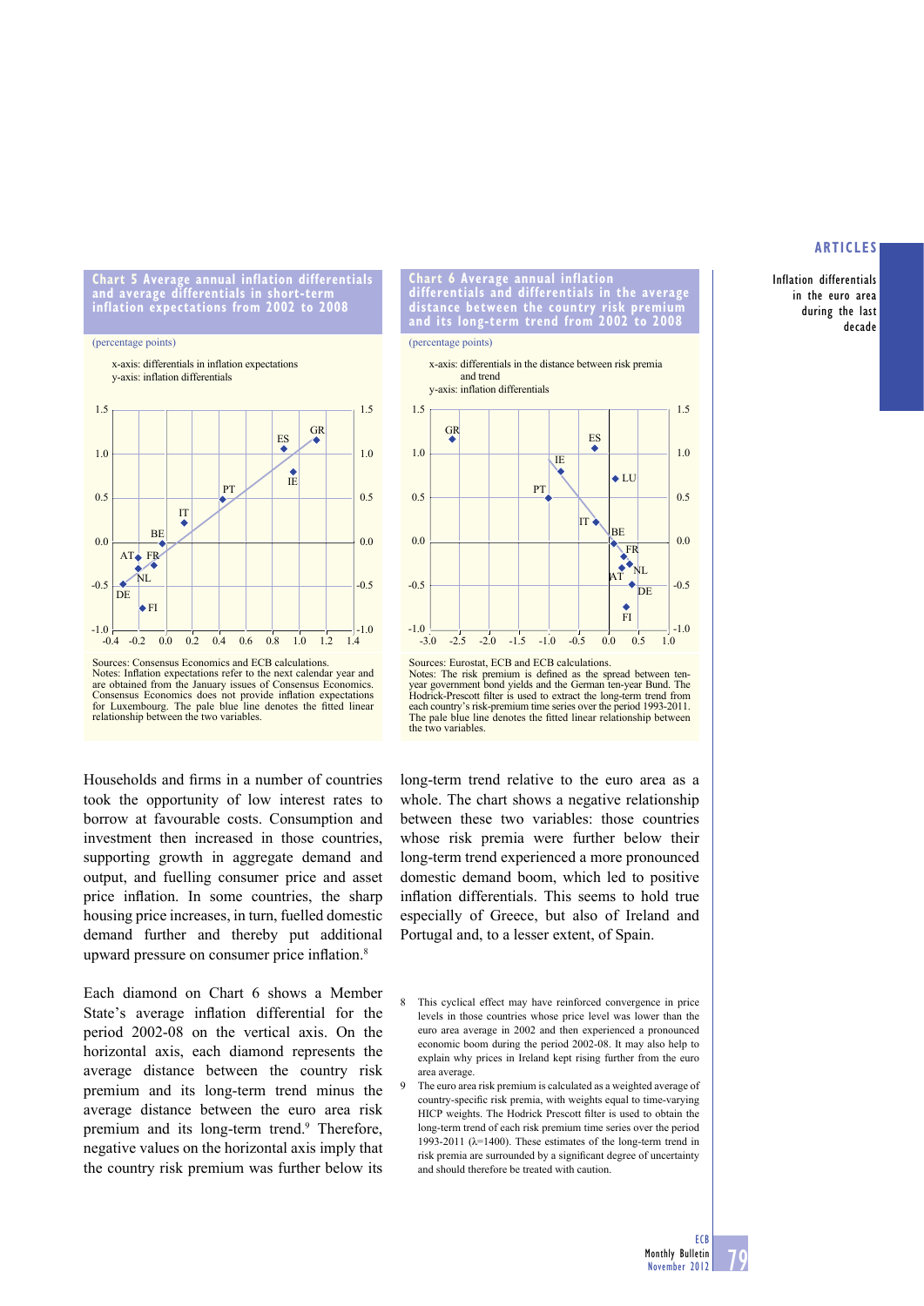**Chart 5 Average annual inflation differentials and average differentials in short-term inflation expectations from 2002 to 2008**

(percentage points)

x-axis: differentials in inflation expectations
y-axis: inflation differentials

Sources: Consensus Economics and ECB calculations.
Notes: Inflation expectations refer to the next calendar year and are obtained from the January issues of Consensus Economics. Consensus Economics does not provide inflation expectations for Luxembourg. The pale blue line denotes the fitted linear relationship between the two variables.

**Chart 6 Average annual inflation differentials and differentials in the average distance between the country risk premium and its long-term trend from 2002 to 2008**

(percentage points)

x-axis: differentials in the distance between risk premia and trend
y-axis: inflation differentials

Sources: Eurostat, ECB and ECB calculations.
Notes: The risk premium is defined as the spread between ten-year government bond yields and the German ten-year Bund. The Hodrick-Prescott filter is used to extract the long-term trend from each country's risk-premium time series over the period 1993-2011. The pale blue line denotes the fitted linear relationship between the two variables.

Households and firms in a number of countries took the opportunity of low interest rates to borrow at favourable costs. Consumption and investment then increased in those countries, supporting growth in aggregate demand and output, and fuelling consumer price and asset price inflation. In some countries, the sharp housing price increases, in turn, fuelled domestic demand further and thereby put additional upward pressure on consumer price inflation.[8]

Each diamond on Chart 6 shows a Member State's average inflation differential for the period 2002-08 on the vertical axis. On the horizontal axis, each diamond represents the average distance between the country risk premium and its long-term trend minus the average distance between the euro area risk premium and its long-term trend.[9] Therefore, negative values on the horizontal axis imply that the country risk premium was further below its long-term trend relative to the euro area as a whole. The chart shows a negative relationship between these two variables: those countries whose risk premia were further below their long-term trend experienced a more pronounced domestic demand boom, which led to positive inflation differentials. This seems to hold true especially of Greece, but also of Ireland and Portugal and, to a lesser extent, of Spain.

8 This cyclical effect may have reinforced convergence in price levels in those countries whose price level was lower than the euro area average in 2002 and then experienced a pronounced economic boom during the period 2002-08. It may also help to explain why prices in Ireland kept rising further from the euro area average.

9 The euro area risk premium is calculated as a weighted average of country-specific risk premia, with weights equal to time-varying HICP weights. The Hodrick Prescott filter is used to obtain the long-term trend of each risk premium time series over the period 1993-2011 ($\lambda$=1400). These estimates of the long-term trend in risk premia are surrounded by a significant degree of uncertainty and should therefore be treated with caution.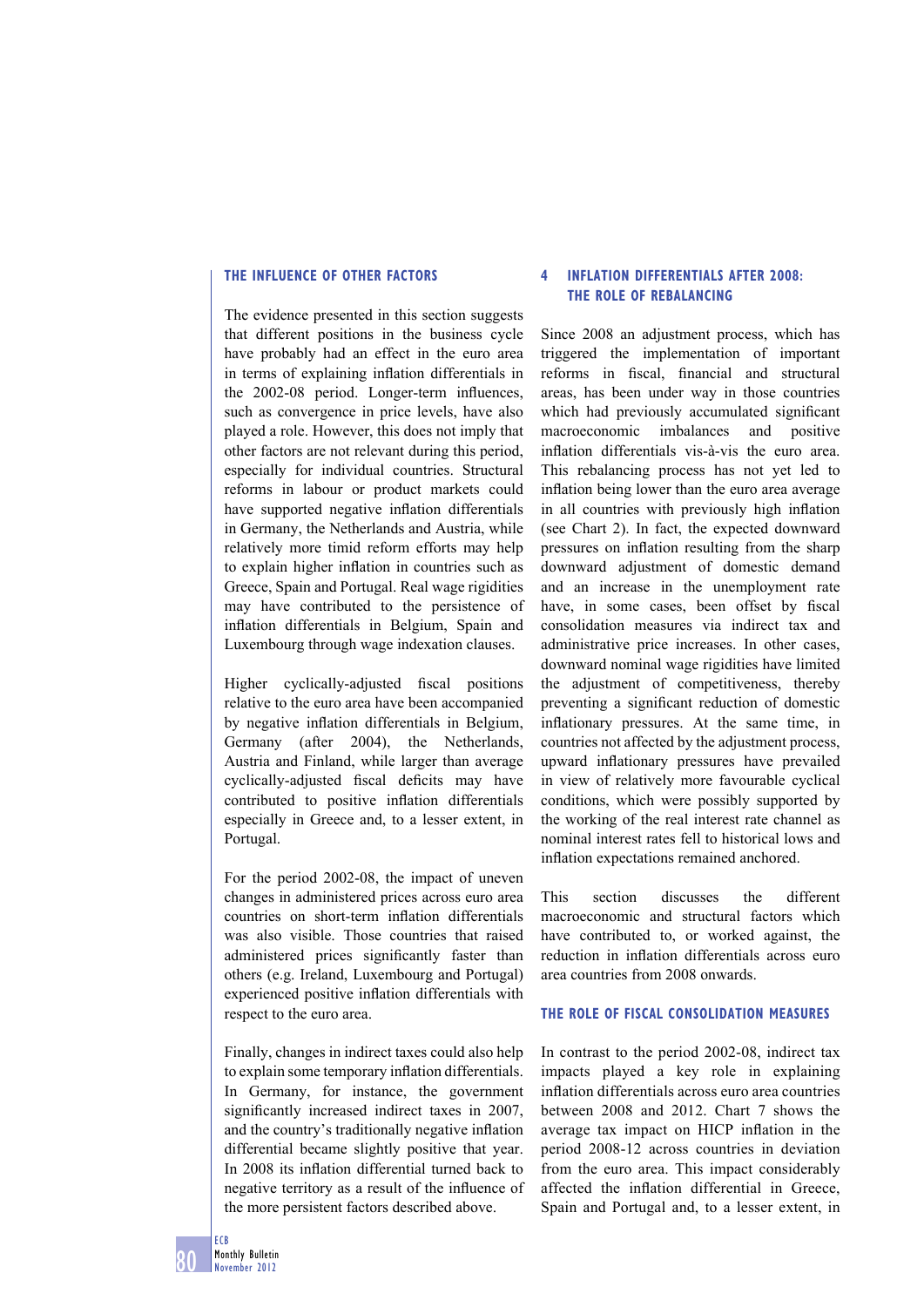### THE INFLUENCE OF OTHER FACTORS

The evidence presented in this section suggests that different positions in the business cycle have probably had an effect in the euro area in terms of explaining inflation differentials in the 2002-08 period. Longer-term influences, such as convergence in price levels, have also played a role. However, this does not imply that other factors are not relevant during this period, especially for individual countries. Structural reforms in labour or product markets could have supported negative inflation differentials in Germany, the Netherlands and Austria, while relatively more timid reform efforts may help to explain higher inflation in countries such as Greece, Spain and Portugal. Real wage rigidities may have contributed to the persistence of inflation differentials in Belgium, Spain and Luxembourg through wage indexation clauses.

Higher cyclically-adjusted fiscal positions relative to the euro area have been accompanied by negative inflation differentials in Belgium, Germany (after 2004), the Netherlands, Austria and Finland, while larger than average cyclically-adjusted fiscal deficits may have contributed to positive inflation differentials especially in Greece and, to a lesser extent, in Portugal.

For the period 2002-08, the impact of uneven changes in administered prices across euro area countries on short-term inflation differentials was also visible. Those countries that raised administered prices significantly faster than others (e.g. Ireland, Luxembourg and Portugal) experienced positive inflation differentials with respect to the euro area.

Finally, changes in indirect taxes could also help to explain some temporary inflation differentials. In Germany, for instance, the government significantly increased indirect taxes in 2007, and the country's traditionally negative inflation differential became slightly positive that year. In 2008 its inflation differential turned back to negative territory as a result of the influence of the more persistent factors described above.

## 4 INFLATION DIFFERENTIALS AFTER 2008: THE ROLE OF REBALANCING

Since 2008 an adjustment process, which has triggered the implementation of important reforms in fiscal, financial and structural areas, has been under way in those countries which had previously accumulated significant macroeconomic imbalances and positive inflation differentials vis-à-vis the euro area. This rebalancing process has not yet led to inflation being lower than the euro area average in all countries with previously high inflation (see Chart 2). In fact, the expected downward pressures on inflation resulting from the sharp downward adjustment of domestic demand and an increase in the unemployment rate have, in some cases, been offset by fiscal consolidation measures via indirect tax and administrative price increases. In other cases, downward nominal wage rigidities have limited the adjustment of competitiveness, thereby preventing a significant reduction of domestic inflationary pressures. At the same time, in countries not affected by the adjustment process, upward inflationary pressures have prevailed in view of relatively more favourable cyclical conditions, which were possibly supported by the working of the real interest rate channel as nominal interest rates fell to historical lows and inflation expectations remained anchored.

This section discusses the different macroeconomic and structural factors which have contributed to, or worked against, the reduction in inflation differentials across euro area countries from 2008 onwards.

### THE ROLE OF FISCAL CONSOLIDATION MEASURES

In contrast to the period 2002-08, indirect tax impacts played a key role in explaining inflation differentials across euro area countries between 2008 and 2012. Chart 7 shows the average tax impact on HICP inflation in the period 2008-12 across countries in deviation from the euro area. This impact considerably affected the inflation differential in Greece, Spain and Portugal and, to a lesser extent, in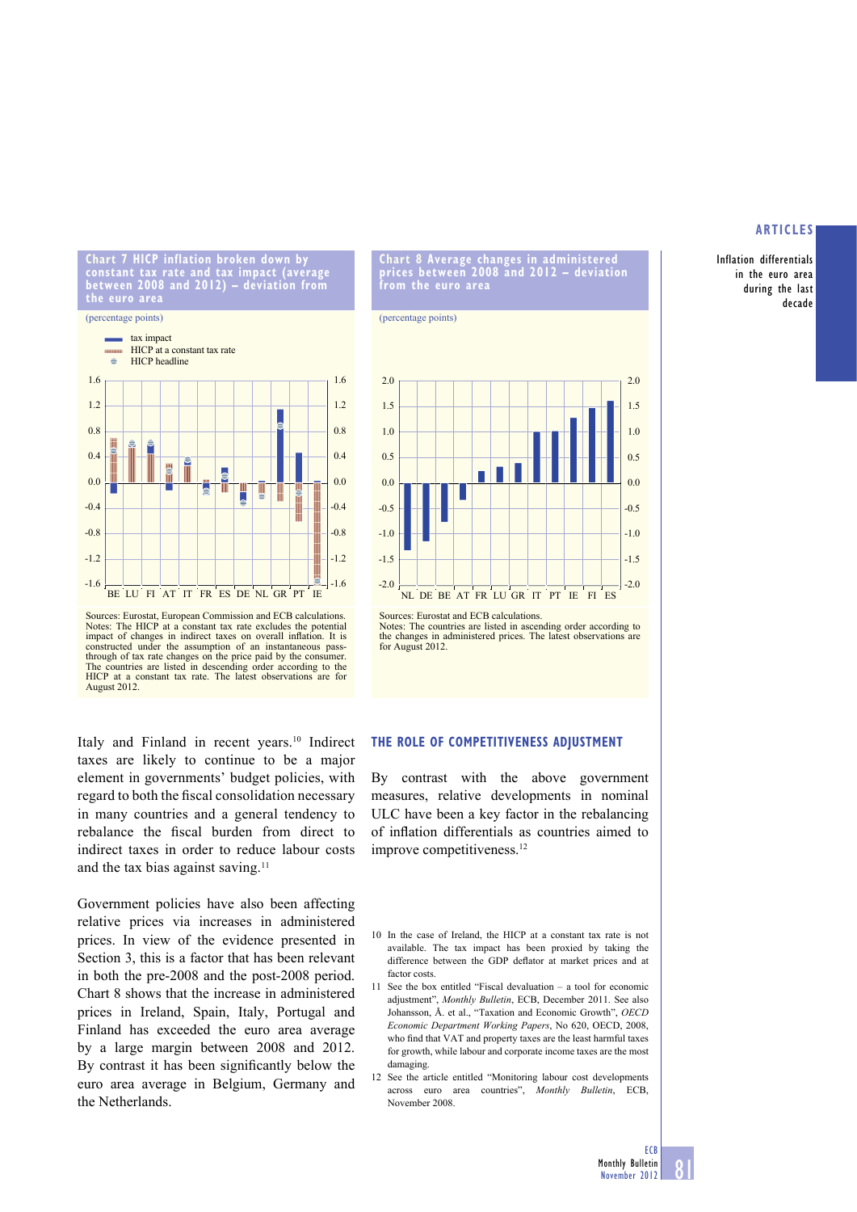**Chart 7 HICP inflation broken down by constant tax rate and tax impact (average between 2008 and 2012) – deviation from the euro area**

(percentage points)

Sources: Eurostat, European Commission and ECB calculations.
Notes: The HICP at a constant tax rate excludes the potential impact of changes in indirect taxes on overall inflation. It is constructed under the assumption of an instantaneous pass-through of tax rate changes on the price paid by the consumer. The countries are listed in descending order according to the HICP at a constant tax rate. The latest observations are for August 2012.

**Chart 8 Average changes in administered prices between 2008 and 2012 – deviation from the euro area**

(percentage points)

Sources: Eurostat and ECB calculations.
Notes: The countries are listed in ascending order according to the changes in administered prices. The latest observations are for August 2012.

Italy and Finland in recent years.[10] Indirect taxes are likely to continue to be a major element in governments' budget policies, with regard to both the fiscal consolidation necessary in many countries and a general tendency to rebalance the fiscal burden from direct to indirect taxes in order to reduce labour costs and the tax bias against saving.[11]

Government policies have also been affecting relative prices via increases in administered prices. In view of the evidence presented in Section 3, this is a factor that has been relevant in both the pre-2008 and the post-2008 period. Chart 8 shows that the increase in administered prices in Ireland, Spain, Italy, Portugal and Finland has exceeded the euro area average by a large margin between 2008 and 2012. By contrast it has been significantly below the euro area average in Belgium, Germany and the Netherlands.

## THE ROLE OF COMPETITIVENESS ADJUSTMENT

By contrast with the above government measures, relative developments in nominal ULC have been a key factor in the rebalancing of inflation differentials as countries aimed to improve competitiveness.[12]

10 In the case of Ireland, the HICP at a constant tax rate is not available. The tax impact has been proxied by taking the difference between the GDP deflator at market prices and at factor costs.

11 See the box entitled "Fiscal devaluation – a tool for economic adjustment", *Monthly Bulletin*, ECB, December 2011. See also Johansson, Å. et al., "Taxation and Economic Growth", *OECD Economic Department Working Papers*, No 620, OECD, 2008, who find that VAT and property taxes are the least harmful taxes for growth, while labour and corporate income taxes are the most damaging.

12 See the article entitled "Monitoring labour cost developments across euro area countries", *Monthly Bulletin*, ECB, November 2008.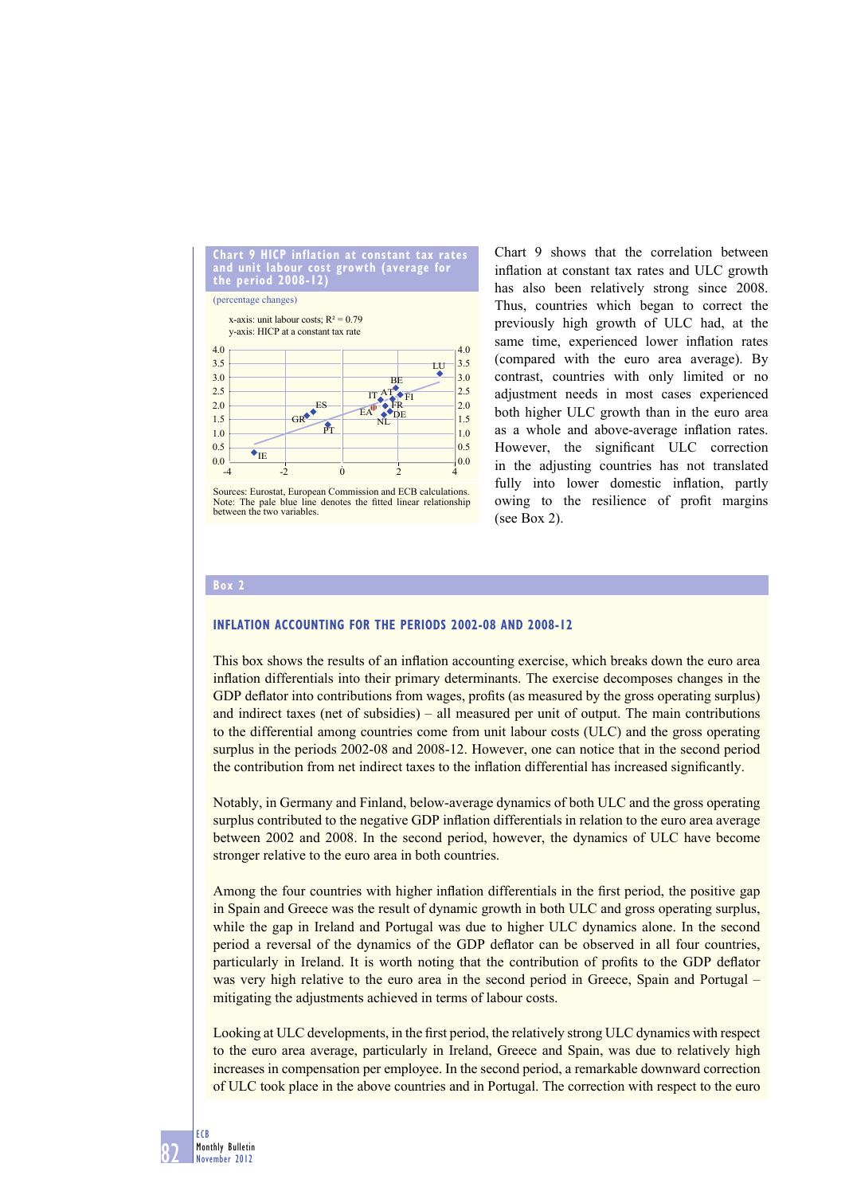**Chart 9 HICP inflation at constant tax rates and unit labour cost growth (average for the period 2008-12)**

(percentage changes)

x-axis: unit labour costs; $R^2 = 0.79$
y-axis: HICP at a constant tax rate

Sources: Eurostat, European Commission and ECB calculations.
Note: The pale blue line denotes the fitted linear relationship between the two variables.

Chart 9 shows that the correlation between inflation at constant tax rates and ULC growth has also been relatively strong since 2008. Thus, countries which began to correct the previously high growth of ULC had, at the same time, experienced lower inflation rates (compared with the euro area average). By contrast, countries with only limited or no adjustment needs in most cases experienced both higher ULC growth than in the euro area as a whole and above-average inflation rates. However, the significant ULC correction in the adjusting countries has not translated fully into lower domestic inflation, partly owing to the resilience of profit margins (see Box 2).

## Box 2

### INFLATION ACCOUNTING FOR THE PERIODS 2002-08 AND 2008-12

This box shows the results of an inflation accounting exercise, which breaks down the euro area inflation differentials into their primary determinants. The exercise decomposes changes in the GDP deflator into contributions from wages, profits (as measured by the gross operating surplus) and indirect taxes (net of subsidies) – all measured per unit of output. The main contributions to the differential among countries come from unit labour costs (ULC) and the gross operating surplus in the periods 2002-08 and 2008-12. However, one can notice that in the second period the contribution from net indirect taxes to the inflation differential has increased significantly.

Notably, in Germany and Finland, below-average dynamics of both ULC and the gross operating surplus contributed to the negative GDP inflation differentials in relation to the euro area average between 2002 and 2008. In the second period, however, the dynamics of ULC have become stronger relative to the euro area in both countries.

Among the four countries with higher inflation differentials in the first period, the positive gap in Spain and Greece was the result of dynamic growth in both ULC and gross operating surplus, while the gap in Ireland and Portugal was due to higher ULC dynamics alone. In the second period a reversal of the dynamics of the GDP deflator can be observed in all four countries, particularly in Ireland. It is worth noting that the contribution of profits to the GDP deflator was very high relative to the euro area in the second period in Greece, Spain and Portugal – mitigating the adjustments achieved in terms of labour costs.

Looking at ULC developments, in the first period, the relatively strong ULC dynamics with respect to the euro area average, particularly in Ireland, Greece and Spain, was due to relatively high increases in compensation per employee. In the second period, a remarkable downward correction of ULC took place in the above countries and in Portugal. The correction with respect to the euro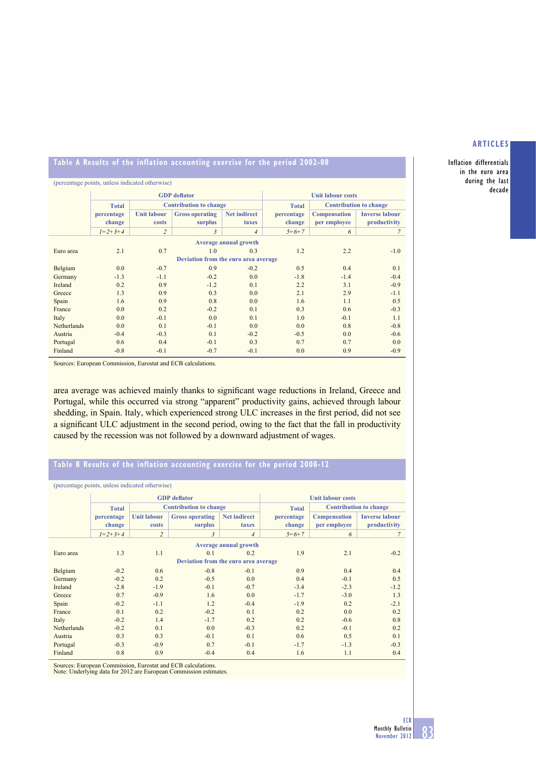### Table A Results of the inflation accounting exercise for the period 2002-08

(percentage points, unless indicated otherwise)

| | GDP deflator | | | | Unit labour costs | | |
|---|---|---|---|---|---|---|---|
| | Total percentage change | Contribution to change | | | Total percentage change | Contribution to change | |
| | | Unit labour costs | Gross operating surplus | Net indirect taxes | | Compensation per employee | Inverse labour productivity |
| | 1=2+3+4 | 2 | 3 | 4 | 5=6+7 | 6 | 7 |
| | **Average annual growth** | | | | | | |
| Euro area | 2.1 | 0.7 | 1.0 | 0.3 | 1.2 | 2.2 | -1.0 |
| | **Deviation from the euro area average** | | | | | | |
| Belgium | 0.0 | -0.7 | 0.9 | -0.2 | 0.5 | 0.4 | 0.1 |
| Germany | -1.3 | -1.1 | -0.2 | 0.0 | -1.8 | -1.4 | -0.4 |
| Ireland | 0.2 | 0.9 | -1.2 | 0.1 | 2.2 | 3.1 | -0.9 |
| Greece | 1.3 | 0.9 | 0.3 | 0.0 | 2.1 | 2.9 | -1.1 |
| Spain | 1.6 | 0.9 | 0.8 | 0.0 | 1.6 | 1.1 | 0.5 |
| France | 0.0 | 0.2 | -0.2 | 0.1 | 0.3 | 0.6 | -0.3 |
| Italy | 0.0 | -0.1 | 0.0 | 0.1 | 1.0 | -0.1 | 1.1 |
| Netherlands | 0.0 | 0.1 | -0.1 | 0.0 | 0.0 | 0.8 | -0.8 |
| Austria | -0.4 | -0.3 | 0.1 | -0.2 | -0.5 | 0.0 | -0.6 |
| Portugal | 0.6 | 0.4 | -0.1 | 0.3 | 0.7 | 0.7 | 0.0 |
| Finland | -0.8 | -0.1 | -0.7 | -0.1 | 0.0 | 0.9 | -0.9 |

Sources: European Commission, Eurostat and ECB calculations.

area average was achieved mainly thanks to significant wage reductions in Ireland, Greece and Portugal, while this occurred via strong "apparent" productivity gains, achieved through labour shedding, in Spain. Italy, which experienced strong ULC increases in the first period, did not see a significant ULC adjustment in the second period, owing to the fact that the fall in productivity caused by the recession was not followed by a downward adjustment of wages.

### Table B Results of the inflation accounting exercise for the period 2008-12

(percentage points, unless indicated otherwise)

| | GDP deflator | | | | Unit labour costs | | |
|---|---|---|---|---|---|---|---|
| | Total percentage change | Contribution to change | | | Total percentage change | Contribution to change | |
| | | Unit labour costs | Gross operating surplus | Net indirect taxes | | Compensation per employee | Inverse labour productivity |
| | 1=2+3+4 | 2 | 3 | 4 | 5=6+7 | 6 | 7 |
| | **Average annual growth** | | | | | | |
| Euro area | 1.3 | 1.1 | 0.1 | 0.2 | 1.9 | 2.1 | -0.2 |
| | **Deviation from the euro area average** | | | | | | |
| Belgium | -0.2 | 0.6 | -0.8 | -0.1 | 0.9 | 0.4 | 0.4 |
| Germany | -0.2 | 0.2 | -0.5 | 0.0 | 0.4 | -0.1 | 0.5 |
| Ireland | -2.8 | -1.9 | -0.1 | -0.7 | -3.4 | -2.3 | -1.2 |
| Greece | 0.7 | -0.9 | 1.6 | 0.0 | -1.7 | -3.0 | 1.3 |
| Spain | -0.2 | -1.1 | 1.2 | -0.4 | -1.9 | 0.2 | -2.1 |
| France | 0.1 | 0.2 | -0.2 | 0.1 | 0.2 | 0.0 | 0.2 |
| Italy | -0.2 | 1.4 | -1.7 | 0.2 | 0.2 | -0.6 | 0.8 |
| Netherlands | -0.2 | 0.1 | 0.0 | -0.3 | 0.2 | -0.1 | 0.2 |
| Austria | 0.3 | 0.3 | -0.1 | 0.1 | 0.6 | 0.5 | 0.1 |
| Portugal | -0.3 | -0.9 | 0.7 | -0.1 | -1.7 | -1.3 | -0.3 |
| Finland | 0.8 | 0.9 | -0.4 | 0.4 | 1.6 | 1.1 | 0.4 |

Sources: European Commission, Eurostat and ECB calculations.
Note: Underlying data for 2012 are European Commission estimates.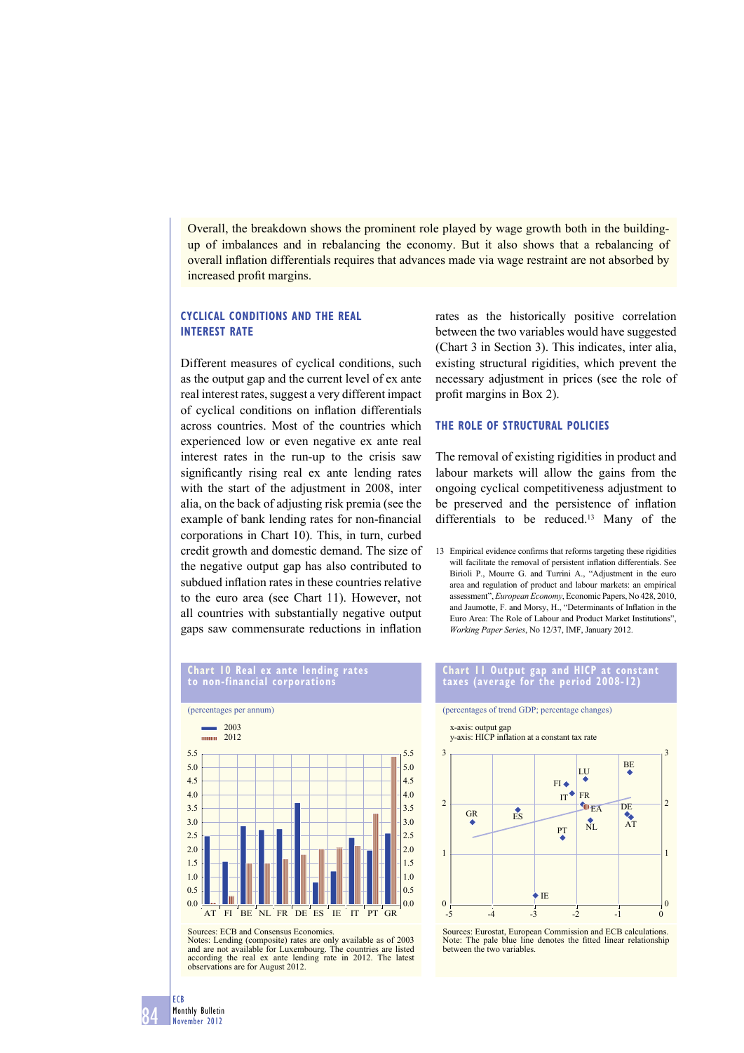Overall, the breakdown shows the prominent role played by wage growth both in the building-up of imbalances and in rebalancing the economy. But it also shows that a rebalancing of overall inflation differentials requires that advances made via wage restraint are not absorbed by increased profit margins.

## CYCLICAL CONDITIONS AND THE REAL INTEREST RATE

Different measures of cyclical conditions, such as the output gap and the current level of ex ante real interest rates, suggest a very different impact of cyclical conditions on inflation differentials across countries. Most of the countries which experienced low or even negative ex ante real interest rates in the run-up to the crisis saw significantly rising real ex ante lending rates with the start of the adjustment in 2008, inter alia, on the back of adjusting risk premia (see the example of bank lending rates for non-financial corporations in Chart 10). This, in turn, curbed credit growth and domestic demand. The size of the negative output gap has also contributed to subdued inflation rates in these countries relative to the euro area (see Chart 11). However, not all countries with substantially negative output gaps saw commensurate reductions in inflation rates as the historically positive correlation between the two variables would have suggested (Chart 3 in Section 3). This indicates, inter alia, existing structural rigidities, which prevent the necessary adjustment in prices (see the role of profit margins in Box 2).

## THE ROLE OF STRUCTURAL POLICIES

The removal of existing rigidities in product and labour markets will allow the gains from the ongoing cyclical competitiveness adjustment to be preserved and the persistence of inflation differentials to be reduced.[13] Many of the

13 Empirical evidence confirms that reforms targeting these rigidities will facilitate the removal of persistent inflation differentials. See Birioli P., Mourre G. and Turrini A., "Adjustment in the euro area and regulation of product and labour markets: an empirical assessment", *European Economy*, Economic Papers, No 428, 2010, and Jaumotte, F. and Morsy, H., "Determinants of Inflation in the Euro Area: The Role of Labour and Product Market Institutions", *Working Paper Series*, No 12/37, IMF, January 2012.

**Chart 10 Real ex ante lending rates to non-financial corporations**

(percentages per annum)

Sources: ECB and Consensus Economics.
Notes: Lending (composite) rates are only available as of 2003 and are not available for Luxembourg. The countries are listed according the real ex ante lending rate in 2012. The latest observations are for August 2012.

**Chart 11 Output gap and HICP at constant taxes (average for the period 2008-12)**

(percentages of trend GDP; percentage changes)

x-axis: output gap
y-axis: HICP inflation at a constant tax rate

Sources: Eurostat, European Commission and ECB calculations.
Note: The pale blue line denotes the fitted linear relationship between the two variables.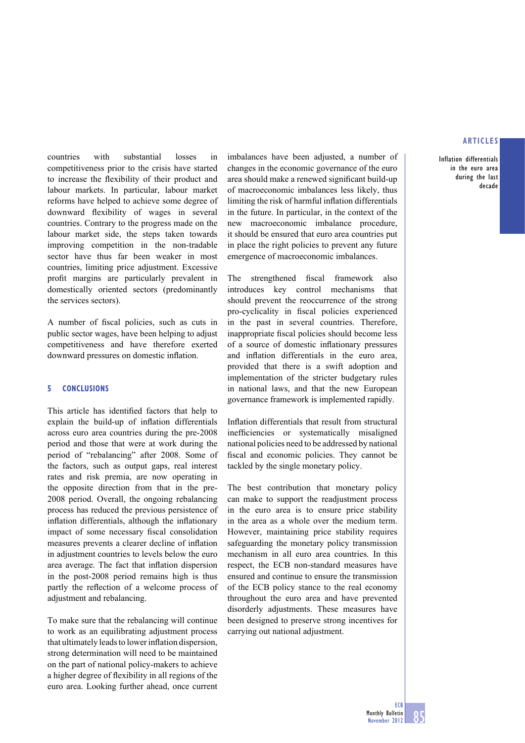countries with substantial losses in competitiveness prior to the crisis have started to increase the flexibility of their product and labour markets. In particular, labour market reforms have helped to achieve some degree of downward flexibility of wages in several countries. Contrary to the progress made on the labour market side, the steps taken towards improving competition in the non-tradable sector have thus far been weaker in most countries, limiting price adjustment. Excessive profit margins are particularly prevalent in domestically oriented sectors (predominantly the services sectors).

A number of fiscal policies, such as cuts in public sector wages, have been helping to adjust competitiveness and have therefore exerted downward pressures on domestic inflation.

## 5 CONCLUSIONS

This article has identified factors that help to explain the build-up of inflation differentials across euro area countries during the pre-2008 period and those that were at work during the period of "rebalancing" after 2008. Some of the factors, such as output gaps, real interest rates and risk premia, are now operating in the opposite direction from that in the pre-2008 period. Overall, the ongoing rebalancing process has reduced the previous persistence of inflation differentials, although the inflationary impact of some necessary fiscal consolidation measures prevents a clearer decline of inflation in adjustment countries to levels below the euro area average. The fact that inflation dispersion in the post-2008 period remains high is thus partly the reflection of a welcome process of adjustment and rebalancing.

To make sure that the rebalancing will continue to work as an equilibrating adjustment process that ultimately leads to lower inflation dispersion, strong determination will need to be maintained on the part of national policy-makers to achieve a higher degree of flexibility in all regions of the euro area. Looking further ahead, once current imbalances have been adjusted, a number of changes in the economic governance of the euro area should make a renewed significant build-up of macroeconomic imbalances less likely, thus limiting the risk of harmful inflation differentials in the future. In particular, in the context of the new macroeconomic imbalance procedure, it should be ensured that euro area countries put in place the right policies to prevent any future emergence of macroeconomic imbalances.

The strengthened fiscal framework also introduces key control mechanisms that should prevent the reoccurrence of the strong pro-cyclicality in fiscal policies experienced in the past in several countries. Therefore, inappropriate fiscal policies should become less of a source of domestic inflationary pressures and inflation differentials in the euro area, provided that there is a swift adoption and implementation of the stricter budgetary rules in national laws, and that the new European governance framework is implemented rapidly.

Inflation differentials that result from structural inefficiencies or systematically misaligned national policies need to be addressed by national fiscal and economic policies. They cannot be tackled by the single monetary policy.

The best contribution that monetary policy can make to support the readjustment process in the euro area is to ensure price stability in the area as a whole over the medium term. However, maintaining price stability requires safeguarding the monetary policy transmission mechanism in all euro area countries. In this respect, the ECB non-standard measures have ensured and continue to ensure the transmission of the ECB policy stance to the real economy throughout the euro area and have prevented disorderly adjustments. These measures have been designed to preserve strong incentives for carrying out national adjustment.